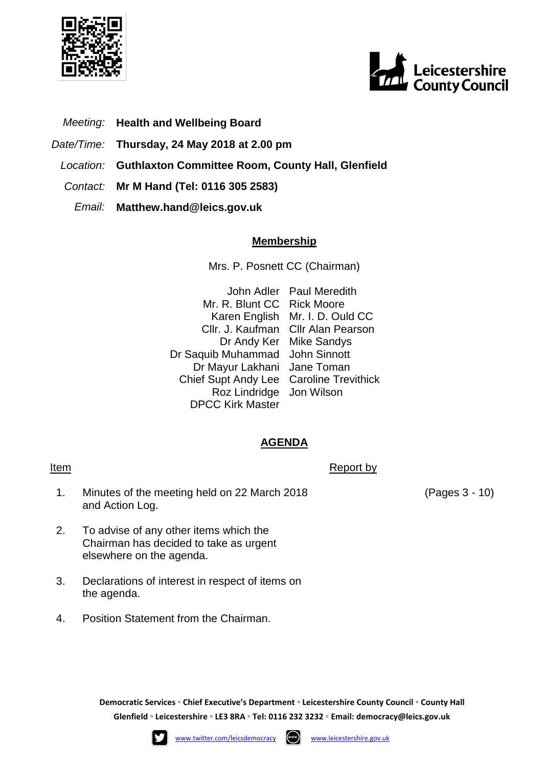*Meeting:* **Health and Wellbeing Board**

*Date/Time:* **Thursday, 24 May 2018 at 2.00 pm**

*Location:* **Guthlaxton Committee Room, County Hall, Glenfield**

*Contact:* **Mr M Hand (Tel: 0116 305 2583)**

*Email:* **Matthew.hand@leics.gov.uk**

## Membership

Mrs. P. Posnett CC (Chairman)

| | |
|---|---|
| John Adler | Paul Meredith |
| Mr. R. Blunt CC | Rick Moore |
| Karen English | Mr. I. D. Ould CC |
| Cllr. J. Kaufman | Cllr Alan Pearson |
| Dr Andy Ker | Mike Sandys |
| Dr Saquib Muhammad | John Sinnott |
| Dr Mayur Lakhani | Jane Toman |
| Chief Supt Andy Lee | Caroline Trevithick |
| Roz Lindridge | Jon Wilson |
| DPCC Kirk Master | |

## AGENDA

| Item | | Report by | |
|---|---|---|---|
| 1. | Minutes of the meeting held on 22 March 2018 and Action Log. | | (Pages 3 - 10) |
| 2. | To advise of any other items which the Chairman has decided to take as urgent elsewhere on the agenda. | | |
| 3. | Declarations of interest in respect of items on the agenda. | | |
| 4. | Position Statement from the Chairman. | | |

**Democratic Services ◦ Chief Executive's Department ◦ Leicestershire County Council ◦ County Hall Glenfield ◦ Leicestershire ◦ LE3 8RA ◦ Tel: 0116 232 3232 ◦ Email: democracy@leics.gov.uk**

www.twitter.com/leicsdemocracy www.leicestershire.gov.uk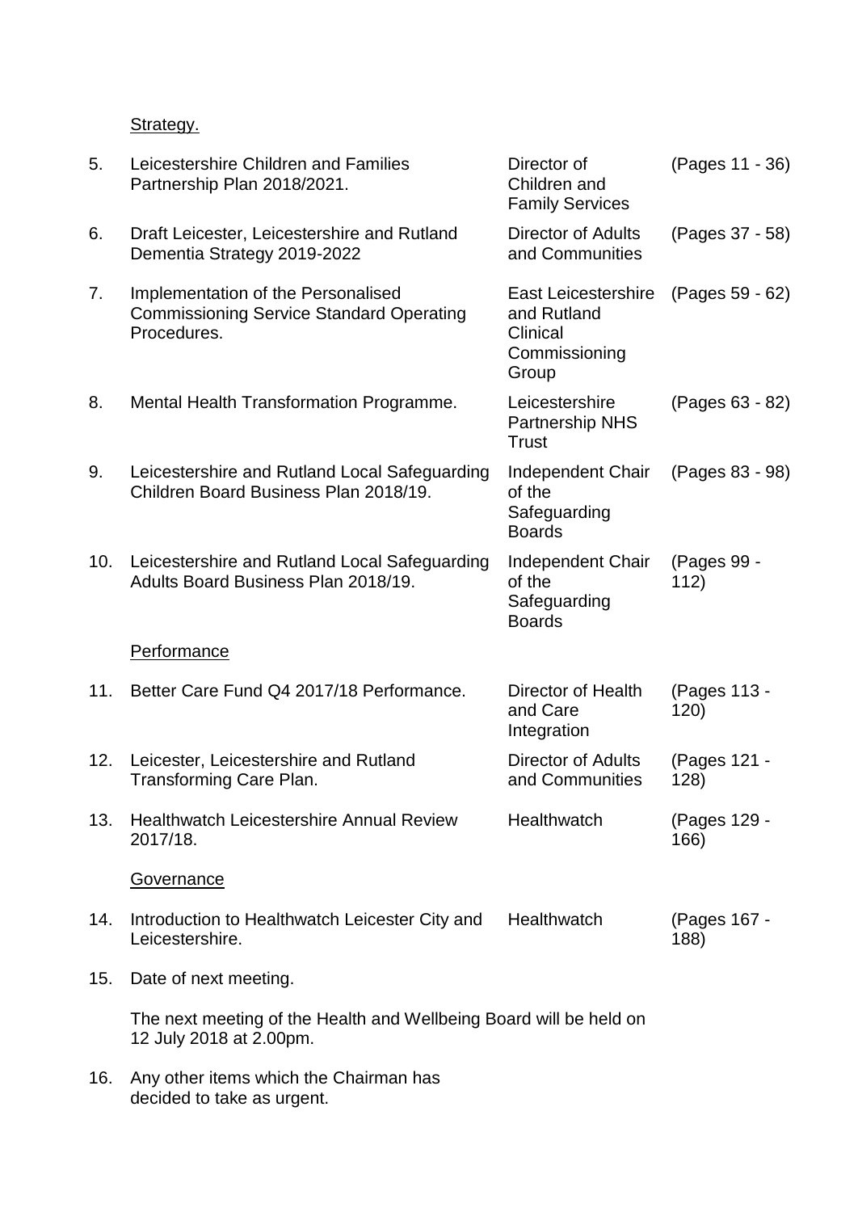Strategy.

| | | | |
|---|---|---|---|
| 5. | Leicestershire Children and Families Partnership Plan 2018/2021. | Director of Children and Family Services | (Pages 11 - 36) |
| 6. | Draft Leicester, Leicestershire and Rutland Dementia Strategy 2019-2022 | Director of Adults and Communities | (Pages 37 - 58) |
| 7. | Implementation of the Personalised Commissioning Service Standard Operating Procedures. | East Leicestershire and Rutland Clinical Commissioning Group | (Pages 59 - 62) |
| 8. | Mental Health Transformation Programme. | Leicestershire Partnership NHS Trust | (Pages 63 - 82) |
| 9. | Leicestershire and Rutland Local Safeguarding Children Board Business Plan 2018/19. | Independent Chair of the Safeguarding Boards | (Pages 83 - 98) |
| 10. | Leicestershire and Rutland Local Safeguarding Adults Board Business Plan 2018/19. | Independent Chair of the Safeguarding Boards | (Pages 99 - 112) |

Performance

| | | | |
|---|---|---|---|
| 11. | Better Care Fund Q4 2017/18 Performance. | Director of Health and Care Integration | (Pages 113 - 120) |
| 12. | Leicester, Leicestershire and Rutland Transforming Care Plan. | Director of Adults and Communities | (Pages 121 - 128) |
| 13. | Healthwatch Leicestershire Annual Review 2017/18. | Healthwatch | (Pages 129 - 166) |

Governance

| | | | |
|---|---|---|---|
| 14. | Introduction to Healthwatch Leicester City and Leicestershire. | Healthwatch | (Pages 167 - 188) |

15. Date of next meeting.

The next meeting of the Health and Wellbeing Board will be held on 12 July 2018 at 2.00pm.

16. Any other items which the Chairman has decided to take as urgent.